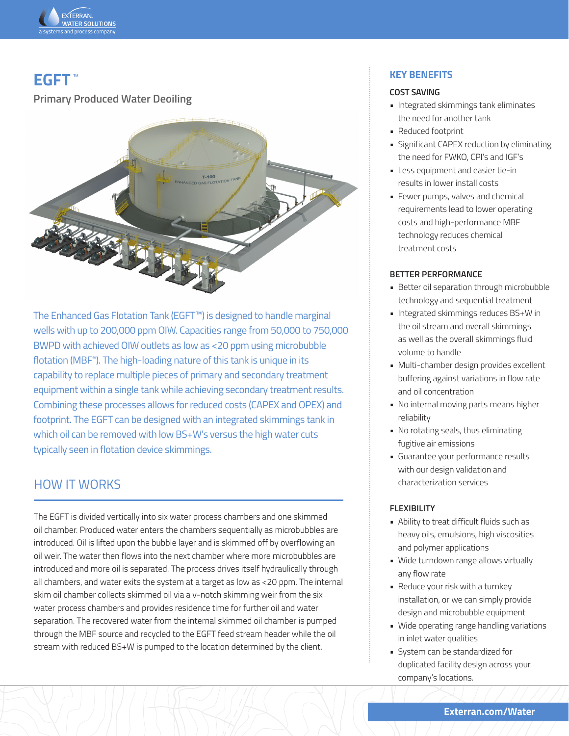# EGFT™

## Primary Produced Water Deoiling

The Enhanced Gas Flotation Tank (EGFT™) is designed to handle marginal wells with up to 200,000 ppm OIW. Capacities range from 50,000 to 750,000 BWPD with achieved OIW outlets as low as <20 ppm using microbubble flotation (MBF®). The high-loading nature of this tank is unique in its capability to replace multiple pieces of primary and secondary treatment equipment within a single tank while achieving secondary treatment results. Combining these processes allows for reduced costs (CAPEX and OPEX) and footprint. The EGFT can be designed with an integrated skimmings tank in which oil can be removed with low BS+W's versus the high water cuts typically seen in flotation device skimmings.

## HOW IT WORKS

The EGFT is divided vertically into six water process chambers and one skimmed oil chamber. Produced water enters the chambers sequentially as microbubbles are introduced. Oil is lifted upon the bubble layer and is skimmed off by overflowing an oil weir. The water then flows into the next chamber where more microbubbles are introduced and more oil is separated. The process drives itself hydraulically through all chambers, and water exits the system at a target as low as <20 ppm. The internal skim oil chamber collects skimmed oil via a v-notch skimming weir from the six water process chambers and provides residence time for further oil and water separation. The recovered water from the internal skimmed oil chamber is pumped through the MBF source and recycled to the EGFT feed stream header while the oil stream with reduced BS+W is pumped to the location determined by the client.

## KEY BENEFITS

### COST SAVING

- Integrated skimmings tank eliminates the need for another tank
- Reduced footprint
- Significant CAPEX reduction by eliminating the need for FWKO, CPI's and IGF's
- Less equipment and easier tie-in results in lower install costs
- Fewer pumps, valves and chemical requirements lead to lower operating costs and high-performance MBF technology reduces chemical treatment costs

### BETTER PERFORMANCE

- Better oil separation through microbubble technology and sequential treatment
- Integrated skimmings reduces BS+W in the oil stream and overall skimmings as well as the overall skimmings fluid volume to handle
- Multi-chamber design provides excellent buffering against variations in flow rate and oil concentration
- No internal moving parts means higher reliability
- No rotating seals, thus eliminating fugitive air emissions
- Guarantee your performance results with our design validation and characterization services

### FLEXIBILITY

- Ability to treat difficult fluids such as heavy oils, emulsions, high viscosities and polymer applications
- Wide turndown range allows virtually any flow rate
- Reduce your risk with a turnkey installation, or we can simply provide design and microbubble equipment
- Wide operating range handling variations in inlet water qualities
- System can be standardized for duplicated facility design across your company's locations.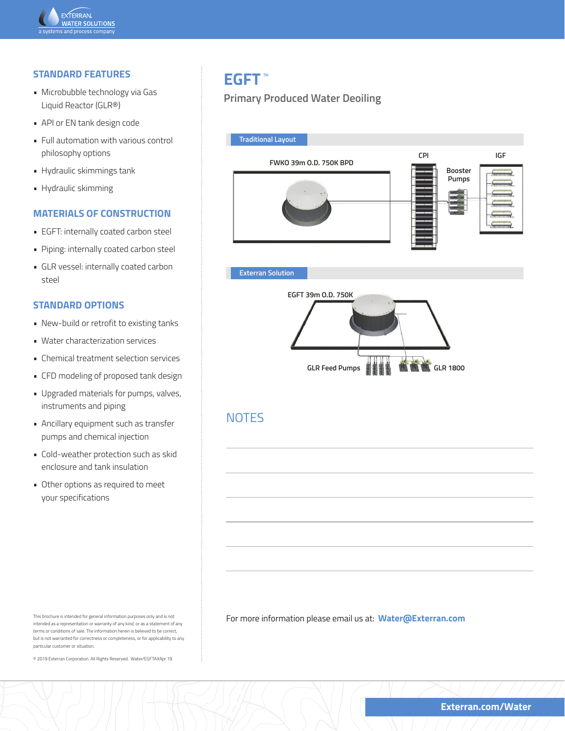## STANDARD FEATURES

- Microbubble technology via Gas Liquid Reactor (GLR®)
- API or EN tank design code
- Full automation with various control philosophy options
- Hydraulic skimmings tank
- Hydraulic skimming

## MATERIALS OF CONSTRUCTION

- EGFT: internally coated carbon steel
- Piping: internally coated carbon steel
- GLR vessel: internally coated carbon steel

## STANDARD OPTIONS

- New-build or retrofit to existing tanks
- Water characterization services
- Chemical treatment selection services
- CFD modeling of proposed tank design
- Upgraded materials for pumps, valves, instruments and piping
- Ancillary equipment such as transfer pumps and chemical injection
- Cold-weather protection such as skid enclosure and tank insulation
- Other options as required to meet your specifications

# EGFT™

## Primary Produced Water Deoiling

**Traditional Layout**

FWKO 39m O.D. 750K BPD

CPI

Booster Pumps

IGF

**Exterran Solution**

EGFT 39m O.D. 750K

GLR Feed Pumps

GLR 1800

## NOTES

For more information please email us at: **Water@Exterran.com**

This brochure is intended for general information purposes only and is not intended as a representation or warranty of any kind, or as a statement of any terms or conditions of sale. The information herein is believed to be correct, but is not warranted for correctness or completeness, or for applicability to any particular customer or situation.

© 2019 Exterran Corporation. All Rights Reserved. Water/EGFTAXApr 19

**Exterran.com/Water**